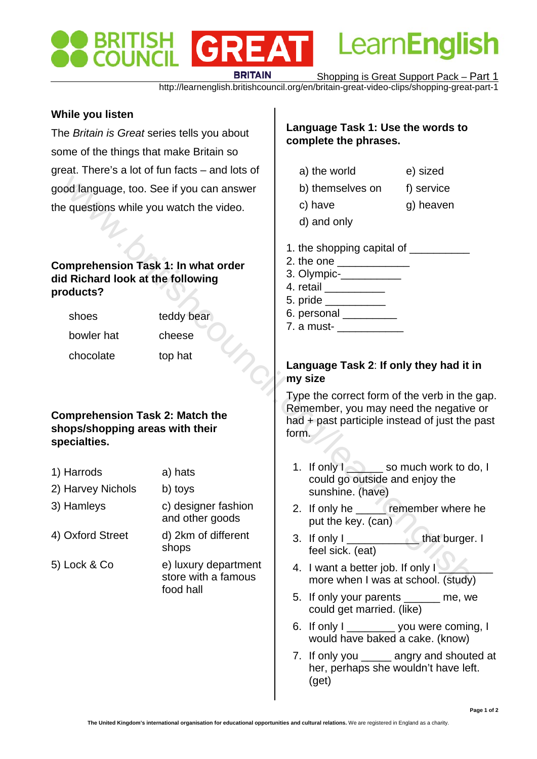Shopping is Great Support Pack – Part 1

http://learnenglish.britishcouncil.org/en/britain-great-video-clips/shopping-great-part-1

## While you listen

The *Britain is Great* series tells you about some of the things that make Britain so great. There's a lot of fun facts – and lots of good language, too. See if you can answer the questions while you watch the video.

### Comprehension Task 1: In what order did Richard look at the following products?

| | |
|---|---|
| shoes | teddy bear |
| bowler hat | cheese |
| chocolate | top hat |

### Comprehension Task 2: Match the shops/shopping areas with their specialties.

| | |
|---|---|
| 1) Harrods | a) hats |
| 2) Harvey Nichols | b) toys |
| 3) Hamleys | c) designer fashion and other goods |
| 4) Oxford Street | d) 2km of different shops |
| 5) Lock & Co | e) luxury department store with a famous food hall |

### Language Task 1: Use the words to complete the phrases.

| | |
|---|---|
| a) the world | e) sized |
| b) themselves on | f) service |
| c) have | g) heaven |
| d) and only | |

1. the shopping capital of __________
2. the one ____________
3. Olympic-__________
4. retail __________
5. pride __________
6. personal _________
7. a must- ___________

### Language Task 2: If only they had it in my size

Type the correct form of the verb in the gap. Remember, you may need the negative or had + past participle instead of just the past form.

1. If only I ______ so much work to do, I could go outside and enjoy the sunshine. (have)
2. If only he _____ remember where he put the key. (can)
3. If only I ___________ that burger. I feel sick. (eat)
4. I want a better job. If only I ________ more when I was at school. (study)
5. If only your parents ______ me, we could get married. (like)
6. If only I ________ you were coming, I would have baked a cake. (know)
7. If only you _____ angry and shouted at her, perhaps she wouldn't have left. (get)

**The United Kingdom's international organisation for educational opportunities and cultural relations.** We are registered in England as a charity.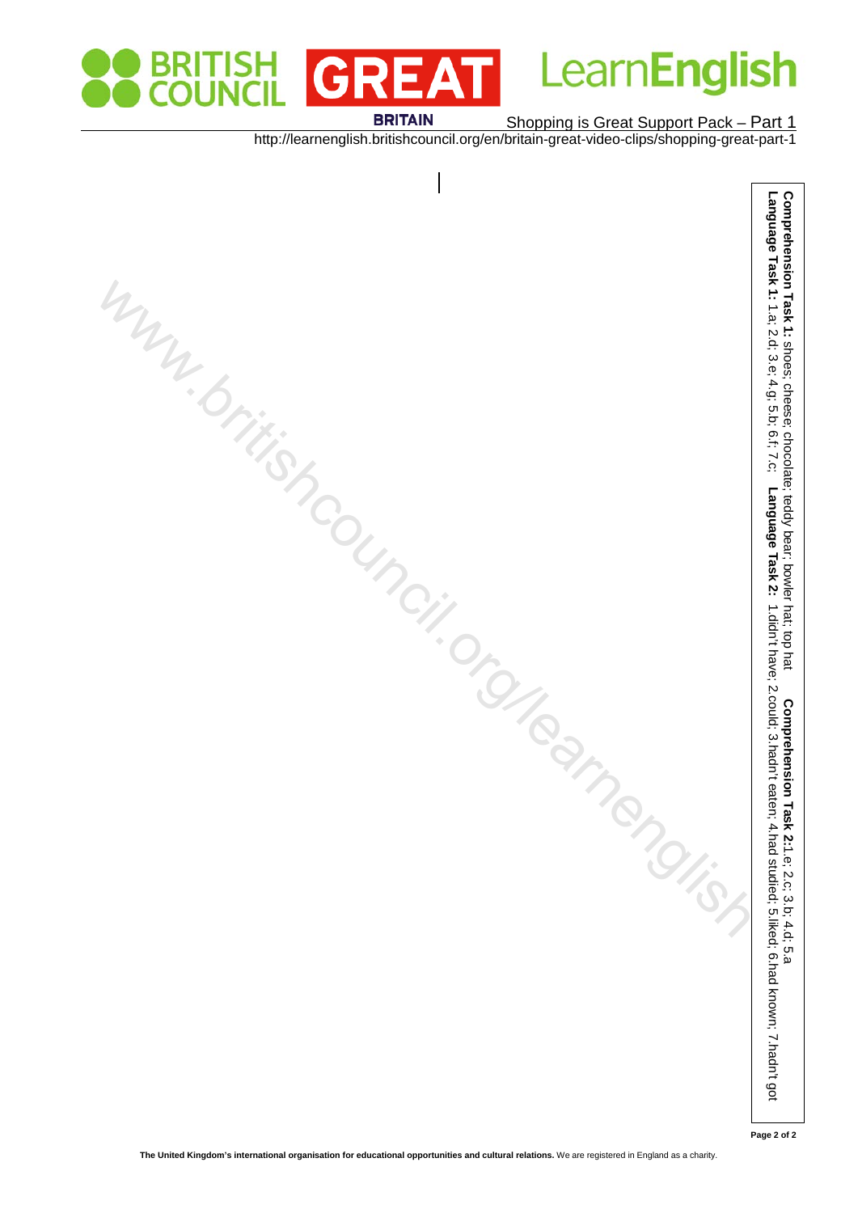**Comprehension Task 1:** shoes; cheese; chocolate; teddy bear; bowler hat; top hat **Comprehension Task 2:** 1.e; 2.c; 3.b; 4.d; 5.a
**Language Task 1:** 1.a; 2.d; 3.e; 4.g; 5.b; 6.f; 7.c; **Language Task 2:** 1.didn't have; 2.could; 3.hadn't eaten; 4.had studied; 5.liked; 6.had known; 7.hadn't got

The United Kingdom's international organisation for educational opportunities and cultural relations. We are registered in England as a charity.